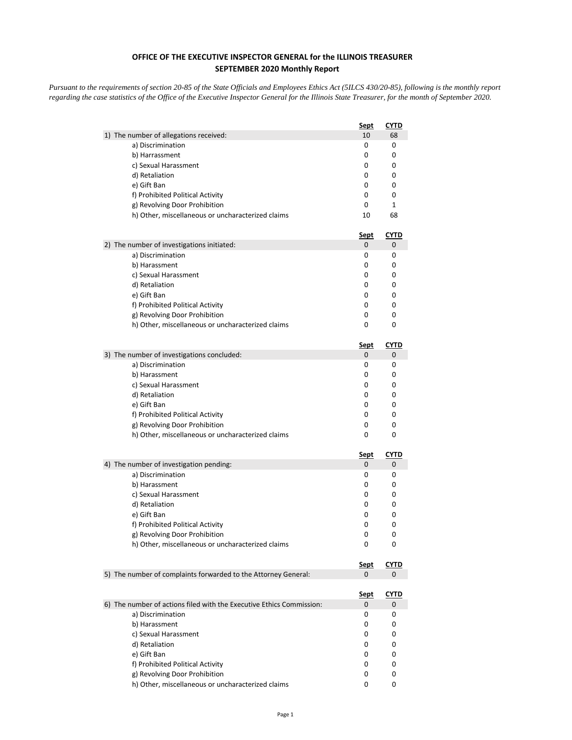**OFFICE OF THE EXECUTIVE INSPECTOR GENERAL for the ILLINOIS TREASURER**
**SEPTEMBER 2020 Monthly Report**

*Pursuant to the requirements of section 20-85 of the State Officials and Employees Ethics Act (5ILCS 430/20-85), following is the monthly report regarding the case statistics of the Office of the Executive Inspector General for the Illinois State Treasurer, for the month of September 2020.*

| | Sept | CYTD |
|---|---|---|
| 1) The number of allegations received: | 10 | 68 |
| a) Discrimination | 0 | 0 |
| b) Harrassment | 0 | 0 |
| c) Sexual Harassment | 0 | 0 |
| d) Retaliation | 0 | 0 |
| e) Gift Ban | 0 | 0 |
| f) Prohibited Political Activity | 0 | 0 |
| g) Revolving Door Prohibition | 0 | 1 |
| h) Other, miscellaneous or uncharacterized claims | 10 | 68 |

| | Sept | CYTD |
|---|---|---|
| 2) The number of investigations initiated: | 0 | 0 |
| a) Discrimination | 0 | 0 |
| b) Harassment | 0 | 0 |
| c) Sexual Harassment | 0 | 0 |
| d) Retaliation | 0 | 0 |
| e) Gift Ban | 0 | 0 |
| f) Prohibited Political Activity | 0 | 0 |
| g) Revolving Door Prohibition | 0 | 0 |
| h) Other, miscellaneous or uncharacterized claims | 0 | 0 |

| | Sept | CYTD |
|---|---|---|
| 3) The number of investigations concluded: | 0 | 0 |
| a) Discrimination | 0 | 0 |
| b) Harassment | 0 | 0 |
| c) Sexual Harassment | 0 | 0 |
| d) Retaliation | 0 | 0 |
| e) Gift Ban | 0 | 0 |
| f) Prohibited Political Activity | 0 | 0 |
| g) Revolving Door Prohibition | 0 | 0 |
| h) Other, miscellaneous or uncharacterized claims | 0 | 0 |

| | Sept | CYTD |
|---|---|---|
| 4) The number of investigation pending: | 0 | 0 |
| a) Discrimination | 0 | 0 |
| b) Harassment | 0 | 0 |
| c) Sexual Harassment | 0 | 0 |
| d) Retaliation | 0 | 0 |
| e) Gift Ban | 0 | 0 |
| f) Prohibited Political Activity | 0 | 0 |
| g) Revolving Door Prohibition | 0 | 0 |
| h) Other, miscellaneous or uncharacterized claims | 0 | 0 |

| | Sept | CYTD |
|---|---|---|
| 5) The number of complaints forwarded to the Attorney General: | 0 | 0 |

| | Sept | CYTD |
|---|---|---|
| 6) The number of actions filed with the Executive Ethics Commission: | 0 | 0 |
| a) Discrimination | 0 | 0 |
| b) Harassment | 0 | 0 |
| c) Sexual Harassment | 0 | 0 |
| d) Retaliation | 0 | 0 |
| e) Gift Ban | 0 | 0 |
| f) Prohibited Political Activity | 0 | 0 |
| g) Revolving Door Prohibition | 0 | 0 |
| h) Other, miscellaneous or uncharacterized claims | 0 | 0 |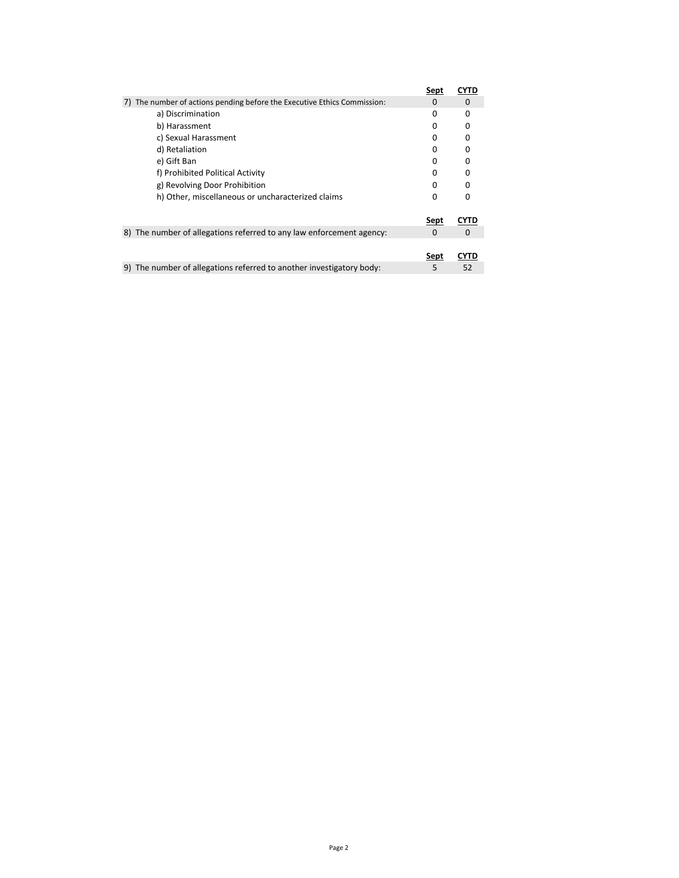| | Sept | CYTD |
|---|---|---|
| 7) The number of actions pending before the Executive Ethics Commission: | 0 | 0 |
| a) Discrimination | 0 | 0 |
| b) Harassment | 0 | 0 |
| c) Sexual Harassment | 0 | 0 |
| d) Retaliation | 0 | 0 |
| e) Gift Ban | 0 | 0 |
| f) Prohibited Political Activity | 0 | 0 |
| g) Revolving Door Prohibition | 0 | 0 |
| h) Other, miscellaneous or uncharacterized claims | 0 | 0 |

| | Sept | CYTD |
|---|---|---|
| 8) The number of allegations referred to any law enforcement agency: | 0 | 0 |

| | Sept | CYTD |
|---|---|---|
| 9) The number of allegations referred to another investigatory body: | 5 | 52 |